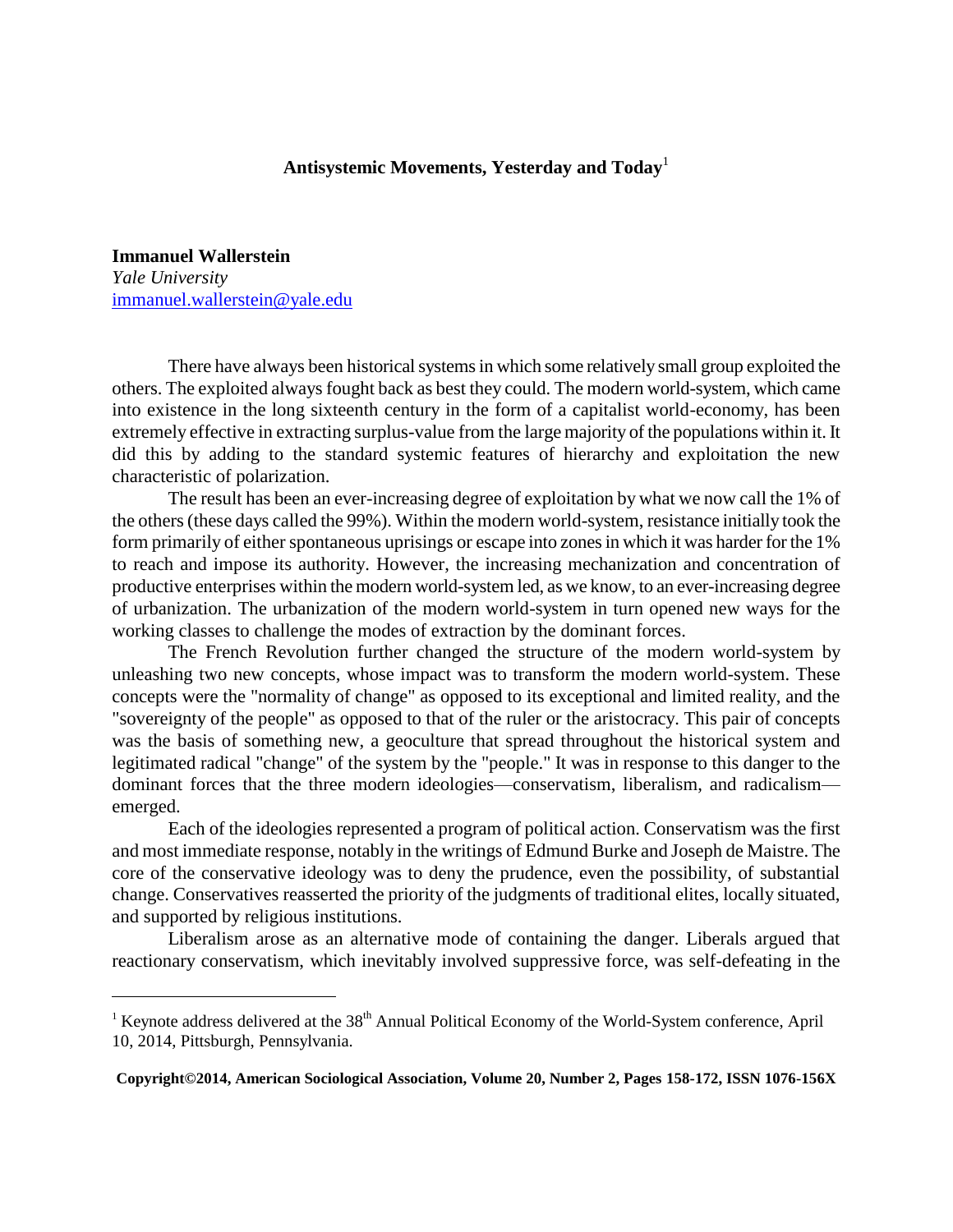# Antisystemic Movements, Yesterday and Today[1]

**Immanuel Wallerstein**
*Yale University*
immanuel.wallerstein@yale.edu

There have always been historical systems in which some relatively small group exploited the others. The exploited always fought back as best they could. The modern world-system, which came into existence in the long sixteenth century in the form of a capitalist world-economy, has been extremely effective in extracting surplus-value from the large majority of the populations within it. It did this by adding to the standard systemic features of hierarchy and exploitation the new characteristic of polarization.

The result has been an ever-increasing degree of exploitation by what we now call the 1% of the others (these days called the 99%). Within the modern world-system, resistance initially took the form primarily of either spontaneous uprisings or escape into zones in which it was harder for the 1% to reach and impose its authority. However, the increasing mechanization and concentration of productive enterprises within the modern world-system led, as we know, to an ever-increasing degree of urbanization. The urbanization of the modern world-system in turn opened new ways for the working classes to challenge the modes of extraction by the dominant forces.

The French Revolution further changed the structure of the modern world-system by unleashing two new concepts, whose impact was to transform the modern world-system. These concepts were the "normality of change" as opposed to its exceptional and limited reality, and the "sovereignty of the people" as opposed to that of the ruler or the aristocracy. This pair of concepts was the basis of something new, a geoculture that spread throughout the historical system and legitimated radical "change" of the system by the "people." It was in response to this danger to the dominant forces that the three modern ideologies—conservatism, liberalism, and radicalism—emerged.

Each of the ideologies represented a program of political action. Conservatism was the first and most immediate response, notably in the writings of Edmund Burke and Joseph de Maistre. The core of the conservative ideology was to deny the prudence, even the possibility, of substantial change. Conservatives reasserted the priority of the judgments of traditional elites, locally situated, and supported by religious institutions.

Liberalism arose as an alternative mode of containing the danger. Liberals argued that reactionary conservatism, which inevitably involved suppressive force, was self-defeating in the

[1] Keynote address delivered at the 38th Annual Political Economy of the World-System conference, April 10, 2014, Pittsburgh, Pennsylvania.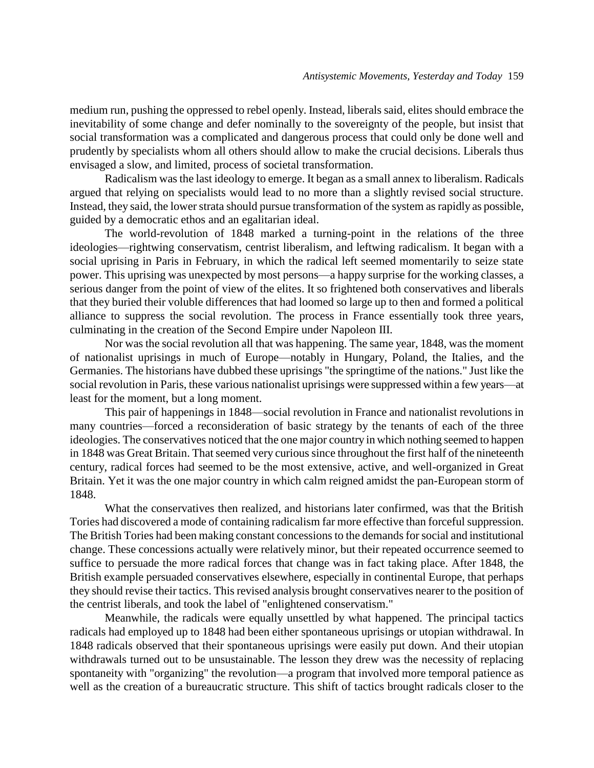medium run, pushing the oppressed to rebel openly. Instead, liberals said, elites should embrace the inevitability of some change and defer nominally to the sovereignty of the people, but insist that social transformation was a complicated and dangerous process that could only be done well and prudently by specialists whom all others should allow to make the crucial decisions. Liberals thus envisaged a slow, and limited, process of societal transformation.

Radicalism was the last ideology to emerge. It began as a small annex to liberalism. Radicals argued that relying on specialists would lead to no more than a slightly revised social structure. Instead, they said, the lower strata should pursue transformation of the system as rapidly as possible, guided by a democratic ethos and an egalitarian ideal.

The world-revolution of 1848 marked a turning-point in the relations of the three ideologies—rightwing conservatism, centrist liberalism, and leftwing radicalism. It began with a social uprising in Paris in February, in which the radical left seemed momentarily to seize state power. This uprising was unexpected by most persons—a happy surprise for the working classes, a serious danger from the point of view of the elites. It so frightened both conservatives and liberals that they buried their voluble differences that had loomed so large up to then and formed a political alliance to suppress the social revolution. The process in France essentially took three years, culminating in the creation of the Second Empire under Napoleon III.

Nor was the social revolution all that was happening. The same year, 1848, was the moment of nationalist uprisings in much of Europe—notably in Hungary, Poland, the Italies, and the Germanies. The historians have dubbed these uprisings "the springtime of the nations." Just like the social revolution in Paris, these various nationalist uprisings were suppressed within a few years—at least for the moment, but a long moment.

This pair of happenings in 1848—social revolution in France and nationalist revolutions in many countries—forced a reconsideration of basic strategy by the tenants of each of the three ideologies. The conservatives noticed that the one major country in which nothing seemed to happen in 1848 was Great Britain. That seemed very curious since throughout the first half of the nineteenth century, radical forces had seemed to be the most extensive, active, and well-organized in Great Britain. Yet it was the one major country in which calm reigned amidst the pan-European storm of 1848.

What the conservatives then realized, and historians later confirmed, was that the British Tories had discovered a mode of containing radicalism far more effective than forceful suppression. The British Tories had been making constant concessions to the demands for social and institutional change. These concessions actually were relatively minor, but their repeated occurrence seemed to suffice to persuade the more radical forces that change was in fact taking place. After 1848, the British example persuaded conservatives elsewhere, especially in continental Europe, that perhaps they should revise their tactics. This revised analysis brought conservatives nearer to the position of the centrist liberals, and took the label of "enlightened conservatism."

Meanwhile, the radicals were equally unsettled by what happened. The principal tactics radicals had employed up to 1848 had been either spontaneous uprisings or utopian withdrawal. In 1848 radicals observed that their spontaneous uprisings were easily put down. And their utopian withdrawals turned out to be unsustainable. The lesson they drew was the necessity of replacing spontaneity with "organizing" the revolution—a program that involved more temporal patience as well as the creation of a bureaucratic structure. This shift of tactics brought radicals closer to the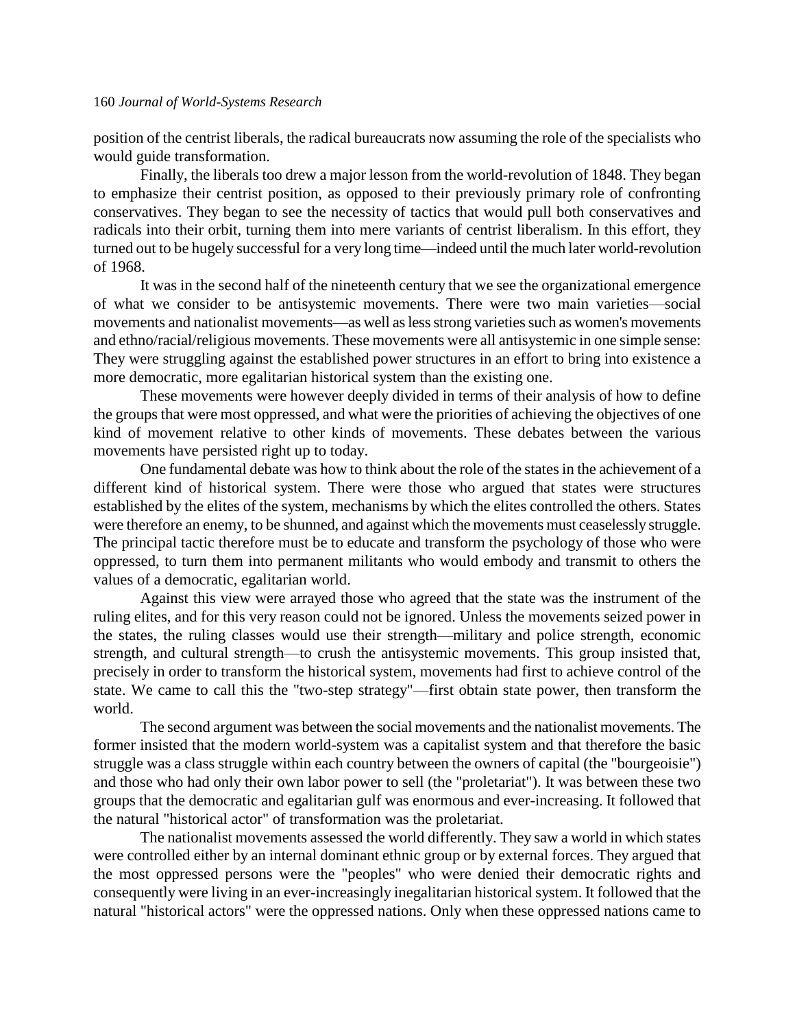position of the centrist liberals, the radical bureaucrats now assuming the role of the specialists who would guide transformation.

Finally, the liberals too drew a major lesson from the world-revolution of 1848. They began to emphasize their centrist position, as opposed to their previously primary role of confronting conservatives. They began to see the necessity of tactics that would pull both conservatives and radicals into their orbit, turning them into mere variants of centrist liberalism. In this effort, they turned out to be hugely successful for a very long time—indeed until the much later world-revolution of 1968.

It was in the second half of the nineteenth century that we see the organizational emergence of what we consider to be antisystemic movements. There were two main varieties—social movements and nationalist movements—as well as less strong varieties such as women's movements and ethno/racial/religious movements. These movements were all antisystemic in one simple sense: They were struggling against the established power structures in an effort to bring into existence a more democratic, more egalitarian historical system than the existing one.

These movements were however deeply divided in terms of their analysis of how to define the groups that were most oppressed, and what were the priorities of achieving the objectives of one kind of movement relative to other kinds of movements. These debates between the various movements have persisted right up to today.

One fundamental debate was how to think about the role of the states in the achievement of a different kind of historical system. There were those who argued that states were structures established by the elites of the system, mechanisms by which the elites controlled the others. States were therefore an enemy, to be shunned, and against which the movements must ceaselessly struggle. The principal tactic therefore must be to educate and transform the psychology of those who were oppressed, to turn them into permanent militants who would embody and transmit to others the values of a democratic, egalitarian world.

Against this view were arrayed those who agreed that the state was the instrument of the ruling elites, and for this very reason could not be ignored. Unless the movements seized power in the states, the ruling classes would use their strength—military and police strength, economic strength, and cultural strength—to crush the antisystemic movements. This group insisted that, precisely in order to transform the historical system, movements had first to achieve control of the state. We came to call this the "two-step strategy"—first obtain state power, then transform the world.

The second argument was between the social movements and the nationalist movements. The former insisted that the modern world-system was a capitalist system and that therefore the basic struggle was a class struggle within each country between the owners of capital (the "bourgeoisie") and those who had only their own labor power to sell (the "proletariat"). It was between these two groups that the democratic and egalitarian gulf was enormous and ever-increasing. It followed that the natural "historical actor" of transformation was the proletariat.

The nationalist movements assessed the world differently. They saw a world in which states were controlled either by an internal dominant ethnic group or by external forces. They argued that the most oppressed persons were the "peoples" who were denied their democratic rights and consequently were living in an ever-increasingly inegalitarian historical system. It followed that the natural "historical actors" were the oppressed nations. Only when these oppressed nations came to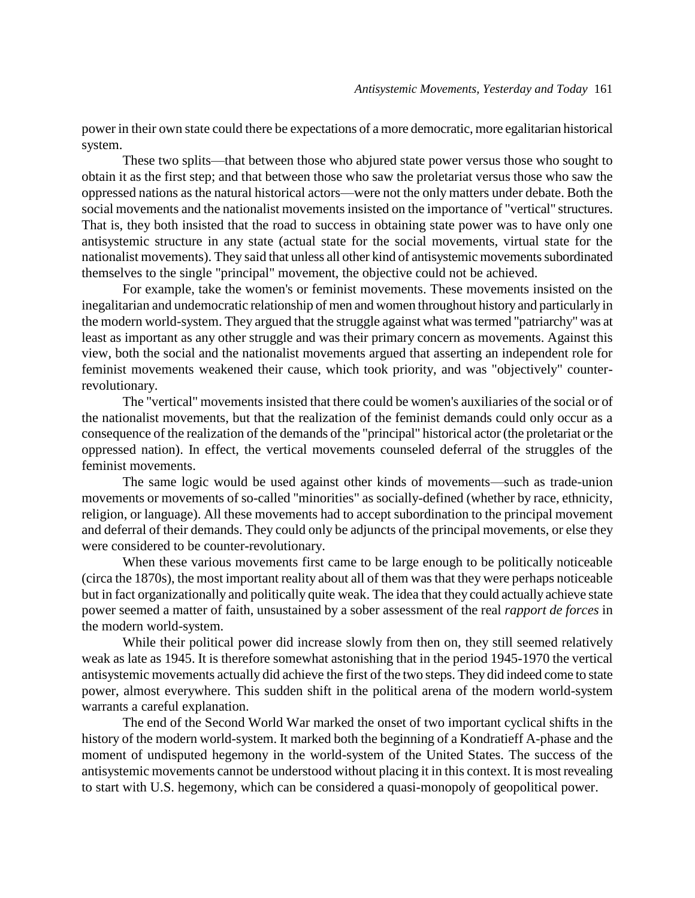power in their own state could there be expectations of a more democratic, more egalitarian historical system.

These two splits—that between those who abjured state power versus those who sought to obtain it as the first step; and that between those who saw the proletariat versus those who saw the oppressed nations as the natural historical actors—were not the only matters under debate. Both the social movements and the nationalist movements insisted on the importance of "vertical" structures. That is, they both insisted that the road to success in obtaining state power was to have only one antisystemic structure in any state (actual state for the social movements, virtual state for the nationalist movements). They said that unless all other kind of antisystemic movements subordinated themselves to the single "principal" movement, the objective could not be achieved.

For example, take the women's or feminist movements. These movements insisted on the inegalitarian and undemocratic relationship of men and women throughout history and particularly in the modern world-system. They argued that the struggle against what was termed "patriarchy" was at least as important as any other struggle and was their primary concern as movements. Against this view, both the social and the nationalist movements argued that asserting an independent role for feminist movements weakened their cause, which took priority, and was "objectively" counter-revolutionary.

The "vertical" movements insisted that there could be women's auxiliaries of the social or of the nationalist movements, but that the realization of the feminist demands could only occur as a consequence of the realization of the demands of the "principal" historical actor (the proletariat or the oppressed nation). In effect, the vertical movements counseled deferral of the struggles of the feminist movements.

The same logic would be used against other kinds of movements—such as trade-union movements or movements of so-called "minorities" as socially-defined (whether by race, ethnicity, religion, or language). All these movements had to accept subordination to the principal movement and deferral of their demands. They could only be adjuncts of the principal movements, or else they were considered to be counter-revolutionary.

When these various movements first came to be large enough to be politically noticeable (circa the 1870s), the most important reality about all of them was that they were perhaps noticeable but in fact organizationally and politically quite weak. The idea that they could actually achieve state power seemed a matter of faith, unsustained by a sober assessment of the real *rapport de forces* in the modern world-system.

While their political power did increase slowly from then on, they still seemed relatively weak as late as 1945. It is therefore somewhat astonishing that in the period 1945-1970 the vertical antisystemic movements actually did achieve the first of the two steps. They did indeed come to state power, almost everywhere. This sudden shift in the political arena of the modern world-system warrants a careful explanation.

The end of the Second World War marked the onset of two important cyclical shifts in the history of the modern world-system. It marked both the beginning of a Kondratieff A-phase and the moment of undisputed hegemony in the world-system of the United States. The success of the antisystemic movements cannot be understood without placing it in this context. It is most revealing to start with U.S. hegemony, which can be considered a quasi-monopoly of geopolitical power.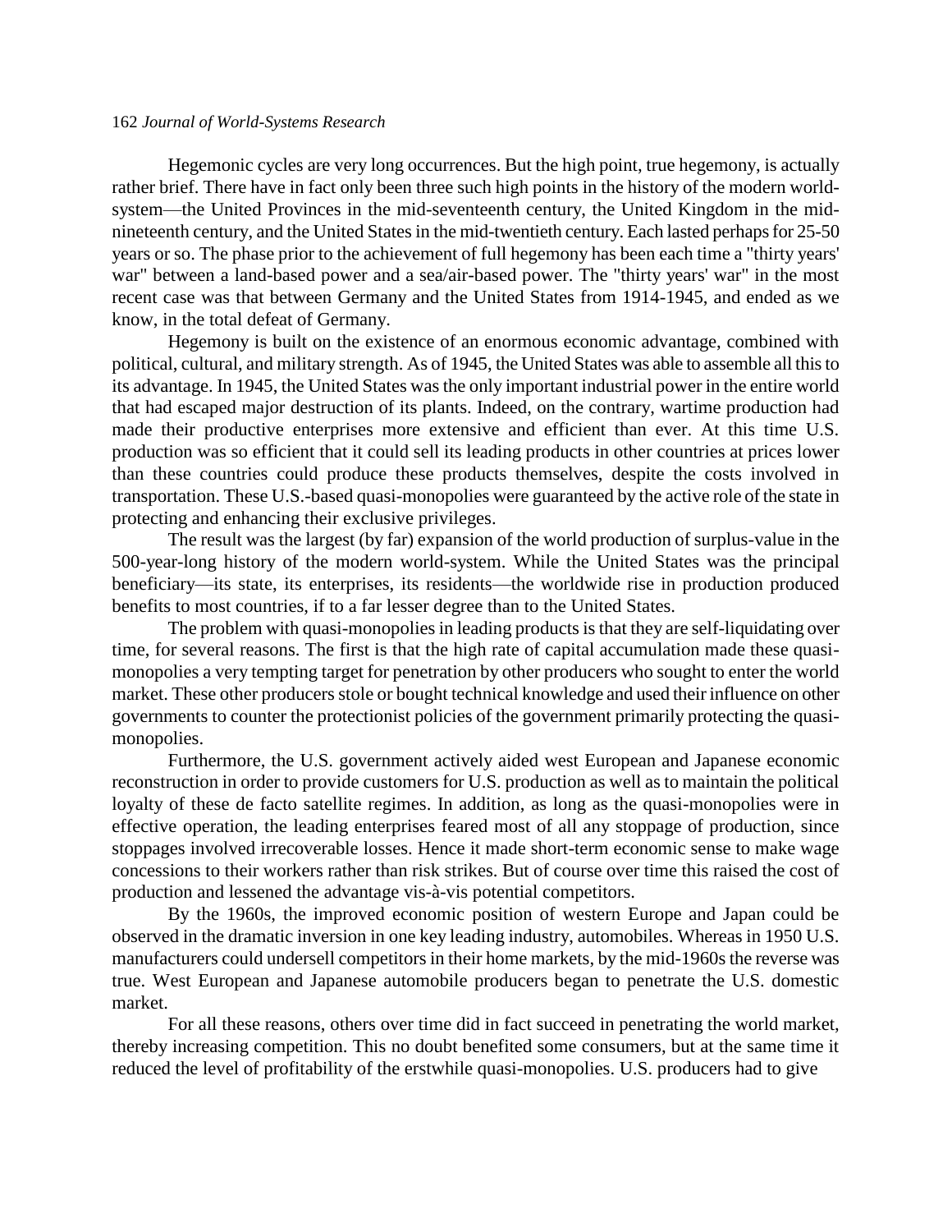Hegemonic cycles are very long occurrences. But the high point, true hegemony, is actually rather brief. There have in fact only been three such high points in the history of the modern world-system—the United Provinces in the mid-seventeenth century, the United Kingdom in the mid-nineteenth century, and the United States in the mid-twentieth century. Each lasted perhaps for 25-50 years or so. The phase prior to the achievement of full hegemony has been each time a "thirty years' war" between a land-based power and a sea/air-based power. The "thirty years' war" in the most recent case was that between Germany and the United States from 1914-1945, and ended as we know, in the total defeat of Germany.

Hegemony is built on the existence of an enormous economic advantage, combined with political, cultural, and military strength. As of 1945, the United States was able to assemble all this to its advantage. In 1945, the United States was the only important industrial power in the entire world that had escaped major destruction of its plants. Indeed, on the contrary, wartime production had made their productive enterprises more extensive and efficient than ever. At this time U.S. production was so efficient that it could sell its leading products in other countries at prices lower than these countries could produce these products themselves, despite the costs involved in transportation. These U.S.-based quasi-monopolies were guaranteed by the active role of the state in protecting and enhancing their exclusive privileges.

The result was the largest (by far) expansion of the world production of surplus-value in the 500-year-long history of the modern world-system. While the United States was the principal beneficiary—its state, its enterprises, its residents—the worldwide rise in production produced benefits to most countries, if to a far lesser degree than to the United States.

The problem with quasi-monopolies in leading products is that they are self-liquidating over time, for several reasons. The first is that the high rate of capital accumulation made these quasi-monopolies a very tempting target for penetration by other producers who sought to enter the world market. These other producers stole or bought technical knowledge and used their influence on other governments to counter the protectionist policies of the government primarily protecting the quasi-monopolies.

Furthermore, the U.S. government actively aided west European and Japanese economic reconstruction in order to provide customers for U.S. production as well as to maintain the political loyalty of these de facto satellite regimes. In addition, as long as the quasi-monopolies were in effective operation, the leading enterprises feared most of all any stoppage of production, since stoppages involved irrecoverable losses. Hence it made short-term economic sense to make wage concessions to their workers rather than risk strikes. But of course over time this raised the cost of production and lessened the advantage vis-à-vis potential competitors.

By the 1960s, the improved economic position of western Europe and Japan could be observed in the dramatic inversion in one key leading industry, automobiles. Whereas in 1950 U.S. manufacturers could undersell competitors in their home markets, by the mid-1960s the reverse was true. West European and Japanese automobile producers began to penetrate the U.S. domestic market.

For all these reasons, others over time did in fact succeed in penetrating the world market, thereby increasing competition. This no doubt benefited some consumers, but at the same time it reduced the level of profitability of the erstwhile quasi-monopolies. U.S. producers had to give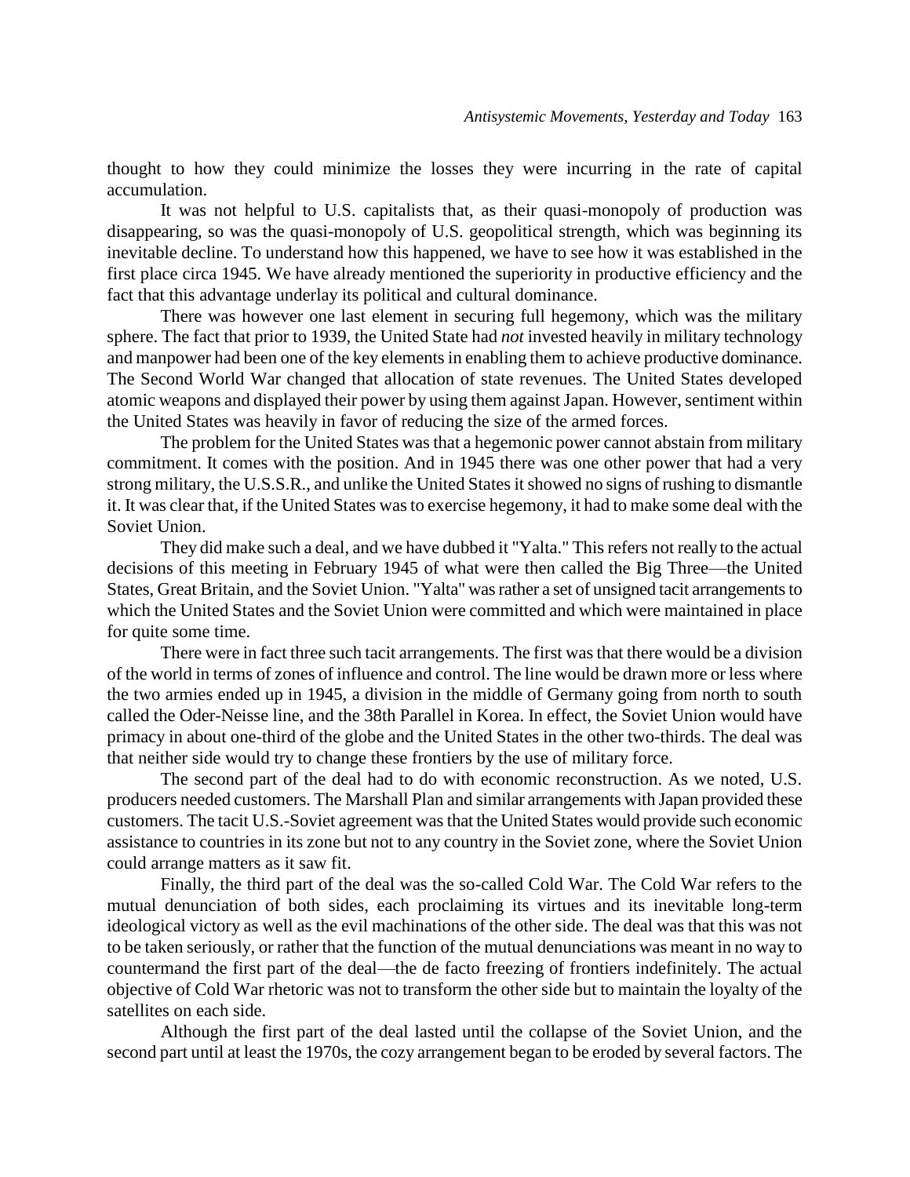thought to how they could minimize the losses they were incurring in the rate of capital accumulation.

It was not helpful to U.S. capitalists that, as their quasi-monopoly of production was disappearing, so was the quasi-monopoly of U.S. geopolitical strength, which was beginning its inevitable decline. To understand how this happened, we have to see how it was established in the first place circa 1945. We have already mentioned the superiority in productive efficiency and the fact that this advantage underlay its political and cultural dominance.

There was however one last element in securing full hegemony, which was the military sphere. The fact that prior to 1939, the United State had *not* invested heavily in military technology and manpower had been one of the key elements in enabling them to achieve productive dominance. The Second World War changed that allocation of state revenues. The United States developed atomic weapons and displayed their power by using them against Japan. However, sentiment within the United States was heavily in favor of reducing the size of the armed forces.

The problem for the United States was that a hegemonic power cannot abstain from military commitment. It comes with the position. And in 1945 there was one other power that had a very strong military, the U.S.S.R., and unlike the United States it showed no signs of rushing to dismantle it. It was clear that, if the United States was to exercise hegemony, it had to make some deal with the Soviet Union.

They did make such a deal, and we have dubbed it "Yalta." This refers not really to the actual decisions of this meeting in February 1945 of what were then called the Big Three—the United States, Great Britain, and the Soviet Union. "Yalta" was rather a set of unsigned tacit arrangements to which the United States and the Soviet Union were committed and which were maintained in place for quite some time.

There were in fact three such tacit arrangements. The first was that there would be a division of the world in terms of zones of influence and control. The line would be drawn more or less where the two armies ended up in 1945, a division in the middle of Germany going from north to south called the Oder-Neisse line, and the 38th Parallel in Korea. In effect, the Soviet Union would have primacy in about one-third of the globe and the United States in the other two-thirds. The deal was that neither side would try to change these frontiers by the use of military force.

The second part of the deal had to do with economic reconstruction. As we noted, U.S. producers needed customers. The Marshall Plan and similar arrangements with Japan provided these customers. The tacit U.S.-Soviet agreement was that the United States would provide such economic assistance to countries in its zone but not to any country in the Soviet zone, where the Soviet Union could arrange matters as it saw fit.

Finally, the third part of the deal was the so-called Cold War. The Cold War refers to the mutual denunciation of both sides, each proclaiming its virtues and its inevitable long-term ideological victory as well as the evil machinations of the other side. The deal was that this was not to be taken seriously, or rather that the function of the mutual denunciations was meant in no way to countermand the first part of the deal—the de facto freezing of frontiers indefinitely. The actual objective of Cold War rhetoric was not to transform the other side but to maintain the loyalty of the satellites on each side.

Although the first part of the deal lasted until the collapse of the Soviet Union, and the second part until at least the 1970s, the cozy arrangement began to be eroded by several factors. The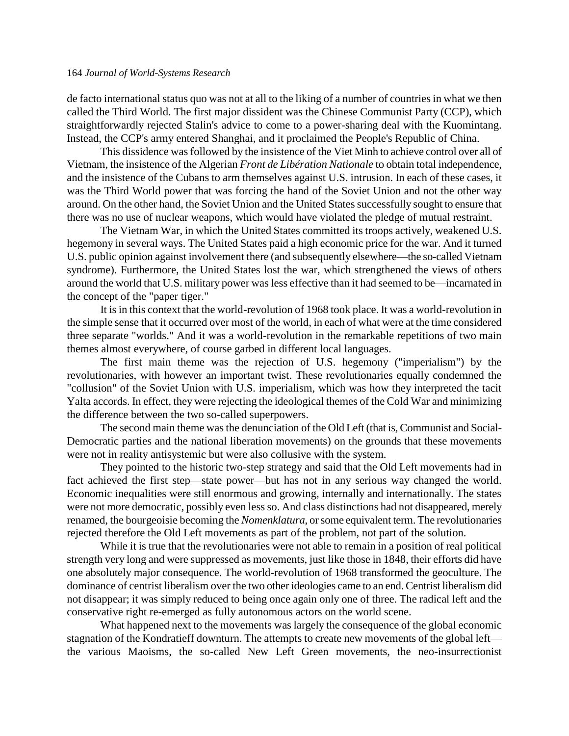de facto international status quo was not at all to the liking of a number of countries in what we then called the Third World. The first major dissident was the Chinese Communist Party (CCP), which straightforwardly rejected Stalin's advice to come to a power-sharing deal with the Kuomintang. Instead, the CCP's army entered Shanghai, and it proclaimed the People's Republic of China.

This dissidence was followed by the insistence of the Viet Minh to achieve control over all of Vietnam, the insistence of the Algerian *Front de Libération Nationale* to obtain total independence, and the insistence of the Cubans to arm themselves against U.S. intrusion. In each of these cases, it was the Third World power that was forcing the hand of the Soviet Union and not the other way around. On the other hand, the Soviet Union and the United States successfully sought to ensure that there was no use of nuclear weapons, which would have violated the pledge of mutual restraint.

The Vietnam War, in which the United States committed its troops actively, weakened U.S. hegemony in several ways. The United States paid a high economic price for the war. And it turned U.S. public opinion against involvement there (and subsequently elsewhere—the so-called Vietnam syndrome). Furthermore, the United States lost the war, which strengthened the views of others around the world that U.S. military power was less effective than it had seemed to be—incarnated in the concept of the "paper tiger."

It is in this context that the world-revolution of 1968 took place. It was a world-revolution in the simple sense that it occurred over most of the world, in each of what were at the time considered three separate "worlds." And it was a world-revolution in the remarkable repetitions of two main themes almost everywhere, of course garbed in different local languages.

The first main theme was the rejection of U.S. hegemony ("imperialism") by the revolutionaries, with however an important twist. These revolutionaries equally condemned the "collusion" of the Soviet Union with U.S. imperialism, which was how they interpreted the tacit Yalta accords. In effect, they were rejecting the ideological themes of the Cold War and minimizing the difference between the two so-called superpowers.

The second main theme was the denunciation of the Old Left (that is, Communist and Social-Democratic parties and the national liberation movements) on the grounds that these movements were not in reality antisystemic but were also collusive with the system.

They pointed to the historic two-step strategy and said that the Old Left movements had in fact achieved the first step—state power—but has not in any serious way changed the world. Economic inequalities were still enormous and growing, internally and internationally. The states were not more democratic, possibly even less so. And class distinctions had not disappeared, merely renamed, the bourgeoisie becoming the *Nomenklatura*, or some equivalent term. The revolutionaries rejected therefore the Old Left movements as part of the problem, not part of the solution.

While it is true that the revolutionaries were not able to remain in a position of real political strength very long and were suppressed as movements, just like those in 1848, their efforts did have one absolutely major consequence. The world-revolution of 1968 transformed the geoculture. The dominance of centrist liberalism over the two other ideologies came to an end. Centrist liberalism did not disappear; it was simply reduced to being once again only one of three. The radical left and the conservative right re-emerged as fully autonomous actors on the world scene.

What happened next to the movements was largely the consequence of the global economic stagnation of the Kondratieff downturn. The attempts to create new movements of the global left—the various Maoisms, the so-called New Left Green movements, the neo-insurrectionist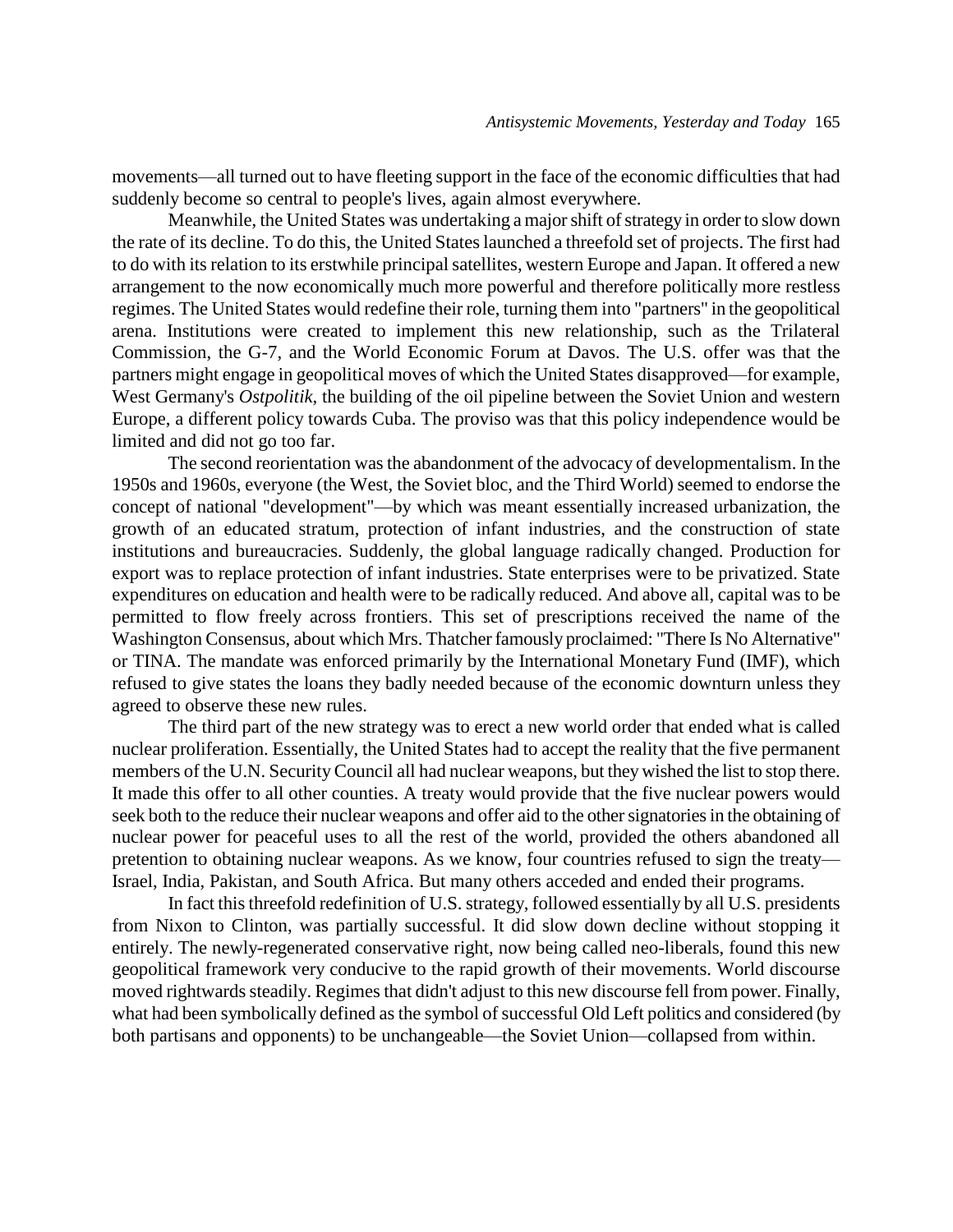movements—all turned out to have fleeting support in the face of the economic difficulties that had suddenly become so central to people's lives, again almost everywhere.

Meanwhile, the United States was undertaking a major shift of strategy in order to slow down the rate of its decline. To do this, the United States launched a threefold set of projects. The first had to do with its relation to its erstwhile principal satellites, western Europe and Japan. It offered a new arrangement to the now economically much more powerful and therefore politically more restless regimes. The United States would redefine their role, turning them into "partners" in the geopolitical arena. Institutions were created to implement this new relationship, such as the Trilateral Commission, the G-7, and the World Economic Forum at Davos. The U.S. offer was that the partners might engage in geopolitical moves of which the United States disapproved—for example, West Germany's *Ostpolitik*, the building of the oil pipeline between the Soviet Union and western Europe, a different policy towards Cuba. The proviso was that this policy independence would be limited and did not go too far.

The second reorientation was the abandonment of the advocacy of developmentalism. In the 1950s and 1960s, everyone (the West, the Soviet bloc, and the Third World) seemed to endorse the concept of national "development"—by which was meant essentially increased urbanization, the growth of an educated stratum, protection of infant industries, and the construction of state institutions and bureaucracies. Suddenly, the global language radically changed. Production for export was to replace protection of infant industries. State enterprises were to be privatized. State expenditures on education and health were to be radically reduced. And above all, capital was to be permitted to flow freely across frontiers. This set of prescriptions received the name of the Washington Consensus, about which Mrs. Thatcher famously proclaimed: "There Is No Alternative" or TINA. The mandate was enforced primarily by the International Monetary Fund (IMF), which refused to give states the loans they badly needed because of the economic downturn unless they agreed to observe these new rules.

The third part of the new strategy was to erect a new world order that ended what is called nuclear proliferation. Essentially, the United States had to accept the reality that the five permanent members of the U.N. Security Council all had nuclear weapons, but they wished the list to stop there. It made this offer to all other counties. A treaty would provide that the five nuclear powers would seek both to the reduce their nuclear weapons and offer aid to the other signatories in the obtaining of nuclear power for peaceful uses to all the rest of the world, provided the others abandoned all pretention to obtaining nuclear weapons. As we know, four countries refused to sign the treaty—Israel, India, Pakistan, and South Africa. But many others acceded and ended their programs.

In fact this threefold redefinition of U.S. strategy, followed essentially by all U.S. presidents from Nixon to Clinton, was partially successful. It did slow down decline without stopping it entirely. The newly-regenerated conservative right, now being called neo-liberals, found this new geopolitical framework very conducive to the rapid growth of their movements. World discourse moved rightwards steadily. Regimes that didn't adjust to this new discourse fell from power. Finally, what had been symbolically defined as the symbol of successful Old Left politics and considered (by both partisans and opponents) to be unchangeable—the Soviet Union—collapsed from within.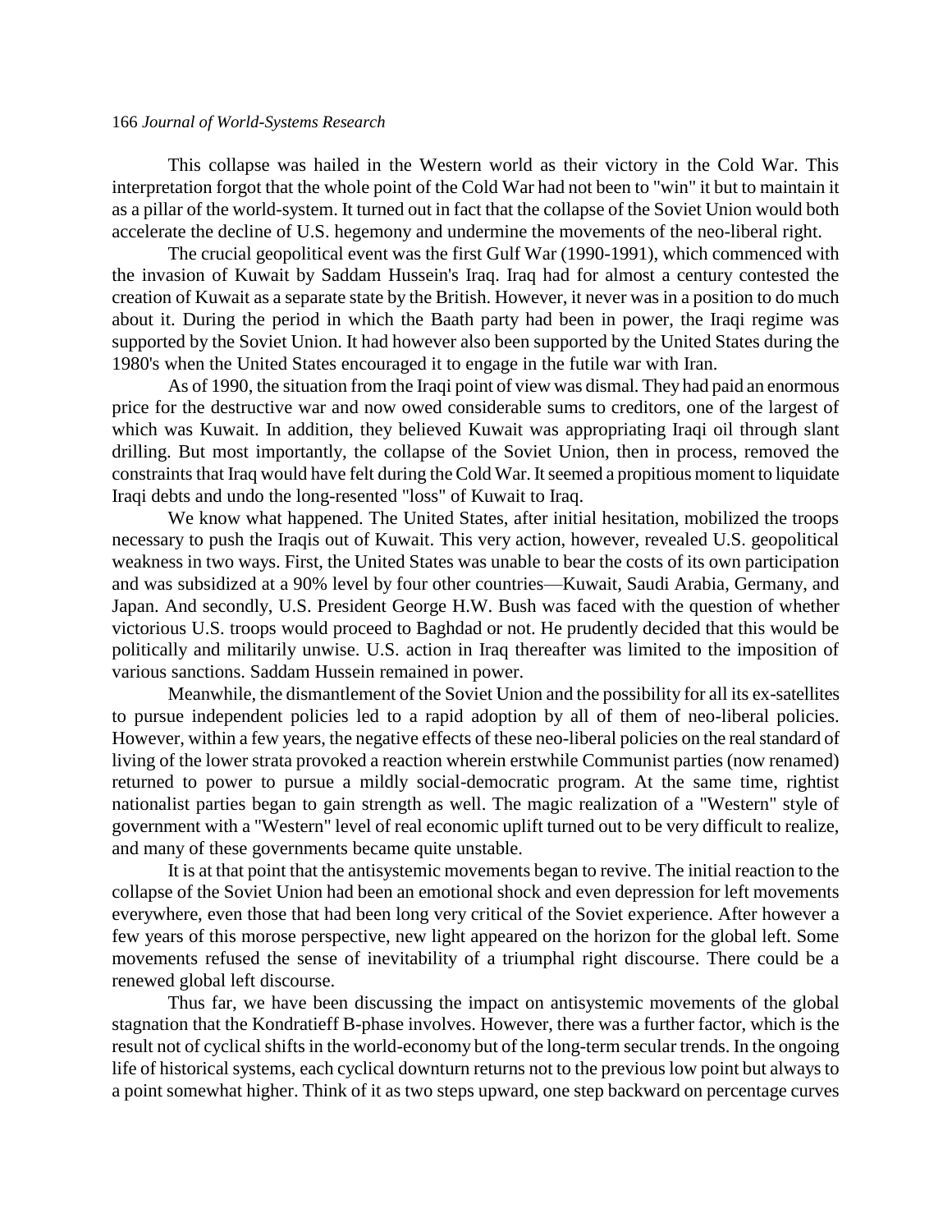This collapse was hailed in the Western world as their victory in the Cold War. This interpretation forgot that the whole point of the Cold War had not been to "win" it but to maintain it as a pillar of the world-system. It turned out in fact that the collapse of the Soviet Union would both accelerate the decline of U.S. hegemony and undermine the movements of the neo-liberal right.

The crucial geopolitical event was the first Gulf War (1990-1991), which commenced with the invasion of Kuwait by Saddam Hussein's Iraq. Iraq had for almost a century contested the creation of Kuwait as a separate state by the British. However, it never was in a position to do much about it. During the period in which the Baath party had been in power, the Iraqi regime was supported by the Soviet Union. It had however also been supported by the United States during the 1980's when the United States encouraged it to engage in the futile war with Iran.

As of 1990, the situation from the Iraqi point of view was dismal. They had paid an enormous price for the destructive war and now owed considerable sums to creditors, one of the largest of which was Kuwait. In addition, they believed Kuwait was appropriating Iraqi oil through slant drilling. But most importantly, the collapse of the Soviet Union, then in process, removed the constraints that Iraq would have felt during the Cold War. It seemed a propitious moment to liquidate Iraqi debts and undo the long-resented "loss" of Kuwait to Iraq.

We know what happened. The United States, after initial hesitation, mobilized the troops necessary to push the Iraqis out of Kuwait. This very action, however, revealed U.S. geopolitical weakness in two ways. First, the United States was unable to bear the costs of its own participation and was subsidized at a 90% level by four other countries—Kuwait, Saudi Arabia, Germany, and Japan. And secondly, U.S. President George H.W. Bush was faced with the question of whether victorious U.S. troops would proceed to Baghdad or not. He prudently decided that this would be politically and militarily unwise. U.S. action in Iraq thereafter was limited to the imposition of various sanctions. Saddam Hussein remained in power.

Meanwhile, the dismantlement of the Soviet Union and the possibility for all its ex-satellites to pursue independent policies led to a rapid adoption by all of them of neo-liberal policies. However, within a few years, the negative effects of these neo-liberal policies on the real standard of living of the lower strata provoked a reaction wherein erstwhile Communist parties (now renamed) returned to power to pursue a mildly social-democratic program. At the same time, rightist nationalist parties began to gain strength as well. The magic realization of a "Western" style of government with a "Western" level of real economic uplift turned out to be very difficult to realize, and many of these governments became quite unstable.

It is at that point that the antisystemic movements began to revive. The initial reaction to the collapse of the Soviet Union had been an emotional shock and even depression for left movements everywhere, even those that had been long very critical of the Soviet experience. After however a few years of this morose perspective, new light appeared on the horizon for the global left. Some movements refused the sense of inevitability of a triumphal right discourse. There could be a renewed global left discourse.

Thus far, we have been discussing the impact on antisystemic movements of the global stagnation that the Kondratieff B-phase involves. However, there was a further factor, which is the result not of cyclical shifts in the world-economy but of the long-term secular trends. In the ongoing life of historical systems, each cyclical downturn returns not to the previous low point but always to a point somewhat higher. Think of it as two steps upward, one step backward on percentage curves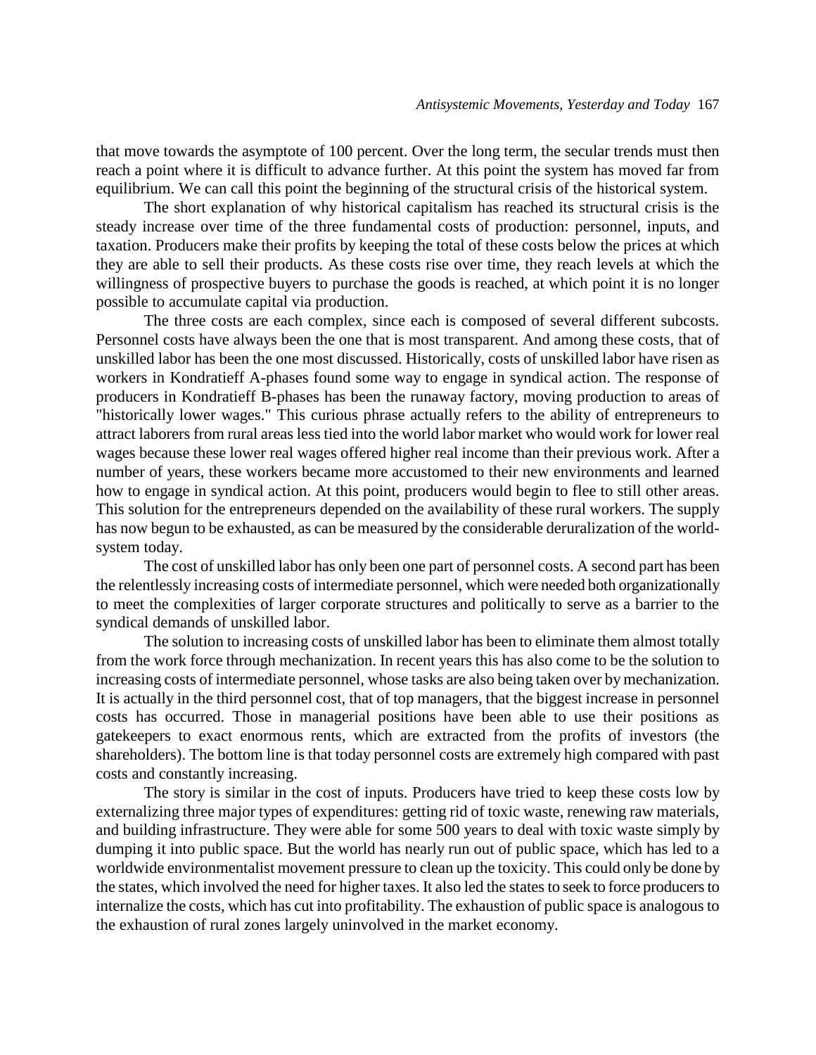that move towards the asymptote of 100 percent. Over the long term, the secular trends must then reach a point where it is difficult to advance further. At this point the system has moved far from equilibrium. We can call this point the beginning of the structural crisis of the historical system.

The short explanation of why historical capitalism has reached its structural crisis is the steady increase over time of the three fundamental costs of production: personnel, inputs, and taxation. Producers make their profits by keeping the total of these costs below the prices at which they are able to sell their products. As these costs rise over time, they reach levels at which the willingness of prospective buyers to purchase the goods is reached, at which point it is no longer possible to accumulate capital via production.

The three costs are each complex, since each is composed of several different subcosts. Personnel costs have always been the one that is most transparent. And among these costs, that of unskilled labor has been the one most discussed. Historically, costs of unskilled labor have risen as workers in Kondratieff A-phases found some way to engage in syndical action. The response of producers in Kondratieff B-phases has been the runaway factory, moving production to areas of "historically lower wages." This curious phrase actually refers to the ability of entrepreneurs to attract laborers from rural areas less tied into the world labor market who would work for lower real wages because these lower real wages offered higher real income than their previous work. After a number of years, these workers became more accustomed to their new environments and learned how to engage in syndical action. At this point, producers would begin to flee to still other areas. This solution for the entrepreneurs depended on the availability of these rural workers. The supply has now begun to be exhausted, as can be measured by the considerable deruralization of the world-system today.

The cost of unskilled labor has only been one part of personnel costs. A second part has been the relentlessly increasing costs of intermediate personnel, which were needed both organizationally to meet the complexities of larger corporate structures and politically to serve as a barrier to the syndical demands of unskilled labor.

The solution to increasing costs of unskilled labor has been to eliminate them almost totally from the work force through mechanization. In recent years this has also come to be the solution to increasing costs of intermediate personnel, whose tasks are also being taken over by mechanization. It is actually in the third personnel cost, that of top managers, that the biggest increase in personnel costs has occurred. Those in managerial positions have been able to use their positions as gatekeepers to exact enormous rents, which are extracted from the profits of investors (the shareholders). The bottom line is that today personnel costs are extremely high compared with past costs and constantly increasing.

The story is similar in the cost of inputs. Producers have tried to keep these costs low by externalizing three major types of expenditures: getting rid of toxic waste, renewing raw materials, and building infrastructure. They were able for some 500 years to deal with toxic waste simply by dumping it into public space. But the world has nearly run out of public space, which has led to a worldwide environmentalist movement pressure to clean up the toxicity. This could only be done by the states, which involved the need for higher taxes. It also led the states to seek to force producers to internalize the costs, which has cut into profitability. The exhaustion of public space is analogous to the exhaustion of rural zones largely uninvolved in the market economy.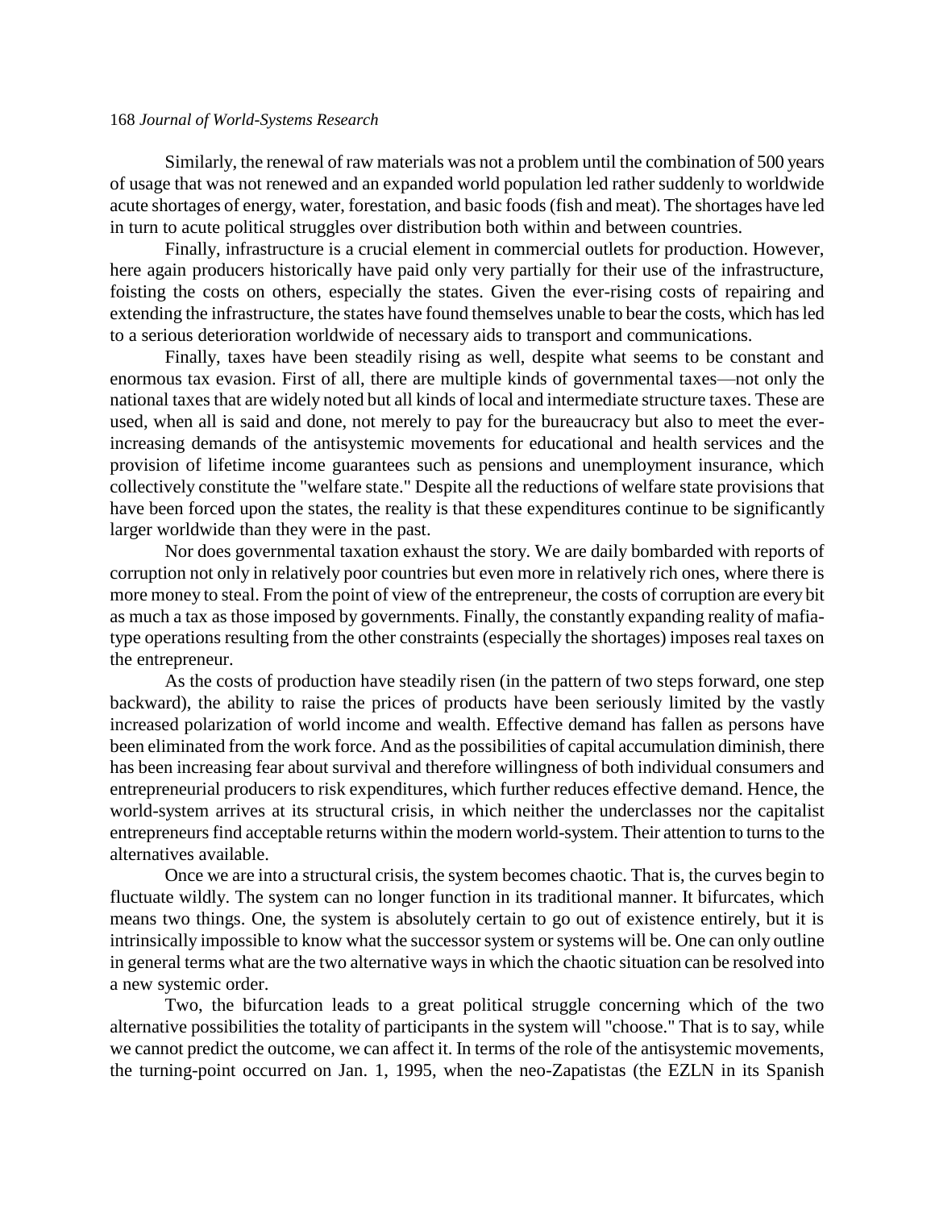Similarly, the renewal of raw materials was not a problem until the combination of 500 years of usage that was not renewed and an expanded world population led rather suddenly to worldwide acute shortages of energy, water, forestation, and basic foods (fish and meat). The shortages have led in turn to acute political struggles over distribution both within and between countries.

Finally, infrastructure is a crucial element in commercial outlets for production. However, here again producers historically have paid only very partially for their use of the infrastructure, foisting the costs on others, especially the states. Given the ever-rising costs of repairing and extending the infrastructure, the states have found themselves unable to bear the costs, which has led to a serious deterioration worldwide of necessary aids to transport and communications.

Finally, taxes have been steadily rising as well, despite what seems to be constant and enormous tax evasion. First of all, there are multiple kinds of governmental taxes—not only the national taxes that are widely noted but all kinds of local and intermediate structure taxes. These are used, when all is said and done, not merely to pay for the bureaucracy but also to meet the ever-increasing demands of the antisystemic movements for educational and health services and the provision of lifetime income guarantees such as pensions and unemployment insurance, which collectively constitute the "welfare state." Despite all the reductions of welfare state provisions that have been forced upon the states, the reality is that these expenditures continue to be significantly larger worldwide than they were in the past.

Nor does governmental taxation exhaust the story. We are daily bombarded with reports of corruption not only in relatively poor countries but even more in relatively rich ones, where there is more money to steal. From the point of view of the entrepreneur, the costs of corruption are every bit as much a tax as those imposed by governments. Finally, the constantly expanding reality of mafia-type operations resulting from the other constraints (especially the shortages) imposes real taxes on the entrepreneur.

As the costs of production have steadily risen (in the pattern of two steps forward, one step backward), the ability to raise the prices of products have been seriously limited by the vastly increased polarization of world income and wealth. Effective demand has fallen as persons have been eliminated from the work force. And as the possibilities of capital accumulation diminish, there has been increasing fear about survival and therefore willingness of both individual consumers and entrepreneurial producers to risk expenditures, which further reduces effective demand. Hence, the world-system arrives at its structural crisis, in which neither the underclasses nor the capitalist entrepreneurs find acceptable returns within the modern world-system. Their attention to turns to the alternatives available.

Once we are into a structural crisis, the system becomes chaotic. That is, the curves begin to fluctuate wildly. The system can no longer function in its traditional manner. It bifurcates, which means two things. One, the system is absolutely certain to go out of existence entirely, but it is intrinsically impossible to know what the successor system or systems will be. One can only outline in general terms what are the two alternative ways in which the chaotic situation can be resolved into a new systemic order.

Two, the bifurcation leads to a great political struggle concerning which of the two alternative possibilities the totality of participants in the system will "choose." That is to say, while we cannot predict the outcome, we can affect it. In terms of the role of the antisystemic movements, the turning-point occurred on Jan. 1, 1995, when the neo-Zapatistas (the EZLN in its Spanish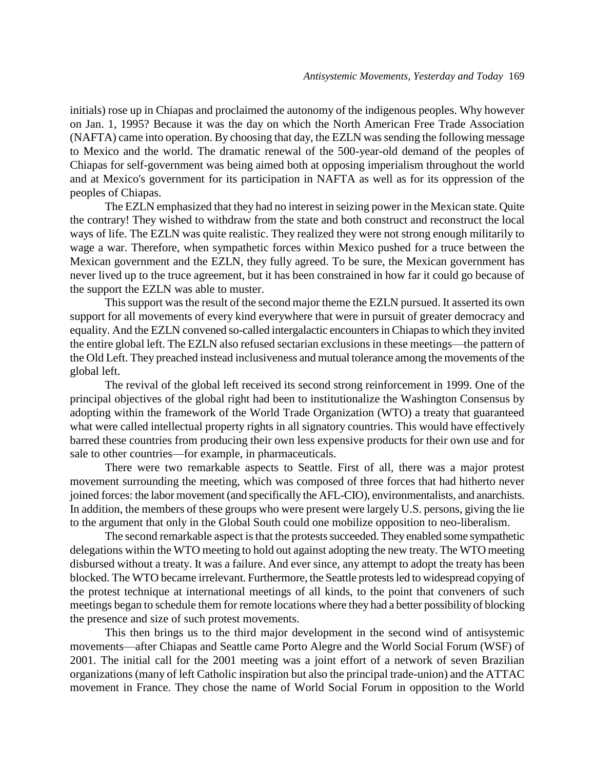initials) rose up in Chiapas and proclaimed the autonomy of the indigenous peoples. Why however on Jan. 1, 1995? Because it was the day on which the North American Free Trade Association (NAFTA) came into operation. By choosing that day, the EZLN was sending the following message to Mexico and the world. The dramatic renewal of the 500-year-old demand of the peoples of Chiapas for self-government was being aimed both at opposing imperialism throughout the world and at Mexico's government for its participation in NAFTA as well as for its oppression of the peoples of Chiapas.

The EZLN emphasized that they had no interest in seizing power in the Mexican state. Quite the contrary! They wished to withdraw from the state and both construct and reconstruct the local ways of life. The EZLN was quite realistic. They realized they were not strong enough militarily to wage a war. Therefore, when sympathetic forces within Mexico pushed for a truce between the Mexican government and the EZLN, they fully agreed. To be sure, the Mexican government has never lived up to the truce agreement, but it has been constrained in how far it could go because of the support the EZLN was able to muster.

This support was the result of the second major theme the EZLN pursued. It asserted its own support for all movements of every kind everywhere that were in pursuit of greater democracy and equality. And the EZLN convened so-called intergalactic encounters in Chiapas to which they invited the entire global left. The EZLN also refused sectarian exclusions in these meetings—the pattern of the Old Left. They preached instead inclusiveness and mutual tolerance among the movements of the global left.

The revival of the global left received its second strong reinforcement in 1999. One of the principal objectives of the global right had been to institutionalize the Washington Consensus by adopting within the framework of the World Trade Organization (WTO) a treaty that guaranteed what were called intellectual property rights in all signatory countries. This would have effectively barred these countries from producing their own less expensive products for their own use and for sale to other countries—for example, in pharmaceuticals.

There were two remarkable aspects to Seattle. First of all, there was a major protest movement surrounding the meeting, which was composed of three forces that had hitherto never joined forces: the labor movement (and specifically the AFL-CIO), environmentalists, and anarchists. In addition, the members of these groups who were present were largely U.S. persons, giving the lie to the argument that only in the Global South could one mobilize opposition to neo-liberalism.

The second remarkable aspect is that the protests succeeded. They enabled some sympathetic delegations within the WTO meeting to hold out against adopting the new treaty. The WTO meeting disbursed without a treaty. It was a failure. And ever since, any attempt to adopt the treaty has been blocked. The WTO became irrelevant. Furthermore, the Seattle protests led to widespread copying of the protest technique at international meetings of all kinds, to the point that conveners of such meetings began to schedule them for remote locations where they had a better possibility of blocking the presence and size of such protest movements.

This then brings us to the third major development in the second wind of antisystemic movements—after Chiapas and Seattle came Porto Alegre and the World Social Forum (WSF) of 2001. The initial call for the 2001 meeting was a joint effort of a network of seven Brazilian organizations (many of left Catholic inspiration but also the principal trade-union) and the ATTAC movement in France. They chose the name of World Social Forum in opposition to the World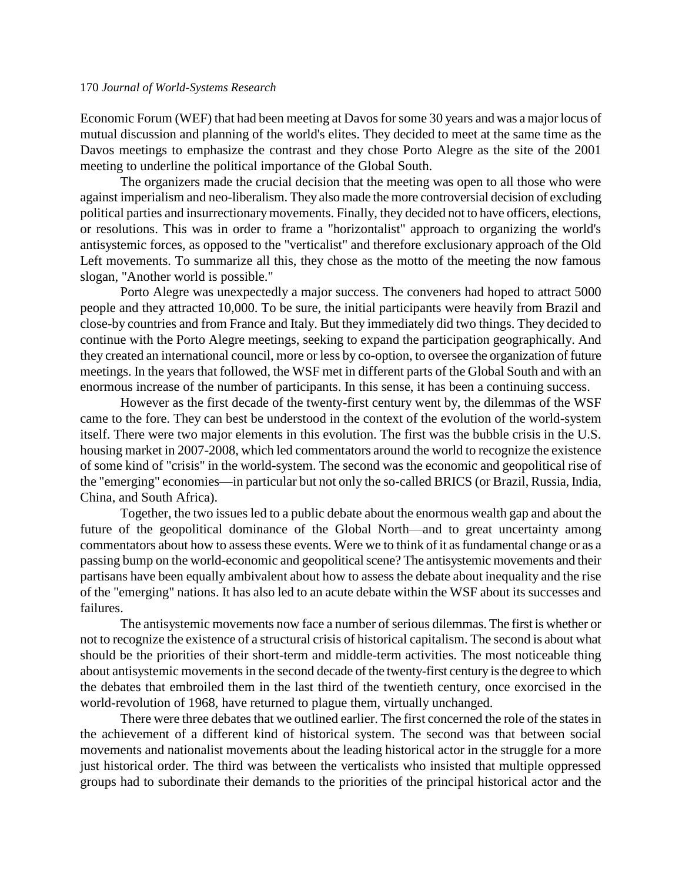Economic Forum (WEF) that had been meeting at Davos for some 30 years and was a major locus of mutual discussion and planning of the world's elites. They decided to meet at the same time as the Davos meetings to emphasize the contrast and they chose Porto Alegre as the site of the 2001 meeting to underline the political importance of the Global South.

The organizers made the crucial decision that the meeting was open to all those who were against imperialism and neo-liberalism. They also made the more controversial decision of excluding political parties and insurrectionary movements. Finally, they decided not to have officers, elections, or resolutions. This was in order to frame a "horizontalist" approach to organizing the world's antisystemic forces, as opposed to the "verticalist" and therefore exclusionary approach of the Old Left movements. To summarize all this, they chose as the motto of the meeting the now famous slogan, "Another world is possible."

Porto Alegre was unexpectedly a major success. The conveners had hoped to attract 5000 people and they attracted 10,000. To be sure, the initial participants were heavily from Brazil and close-by countries and from France and Italy. But they immediately did two things. They decided to continue with the Porto Alegre meetings, seeking to expand the participation geographically. And they created an international council, more or less by co-option, to oversee the organization of future meetings. In the years that followed, the WSF met in different parts of the Global South and with an enormous increase of the number of participants. In this sense, it has been a continuing success.

However as the first decade of the twenty-first century went by, the dilemmas of the WSF came to the fore. They can best be understood in the context of the evolution of the world-system itself. There were two major elements in this evolution. The first was the bubble crisis in the U.S. housing market in 2007-2008, which led commentators around the world to recognize the existence of some kind of "crisis" in the world-system. The second was the economic and geopolitical rise of the "emerging" economies—in particular but not only the so-called BRICS (or Brazil, Russia, India, China, and South Africa).

Together, the two issues led to a public debate about the enormous wealth gap and about the future of the geopolitical dominance of the Global North—and to great uncertainty among commentators about how to assess these events. Were we to think of it as fundamental change or as a passing bump on the world-economic and geopolitical scene? The antisystemic movements and their partisans have been equally ambivalent about how to assess the debate about inequality and the rise of the "emerging" nations. It has also led to an acute debate within the WSF about its successes and failures.

The antisystemic movements now face a number of serious dilemmas. The first is whether or not to recognize the existence of a structural crisis of historical capitalism. The second is about what should be the priorities of their short-term and middle-term activities. The most noticeable thing about antisystemic movements in the second decade of the twenty-first century is the degree to which the debates that embroiled them in the last third of the twentieth century, once exorcised in the world-revolution of 1968, have returned to plague them, virtually unchanged.

There were three debates that we outlined earlier. The first concerned the role of the states in the achievement of a different kind of historical system. The second was that between social movements and nationalist movements about the leading historical actor in the struggle for a more just historical order. The third was between the verticalists who insisted that multiple oppressed groups had to subordinate their demands to the priorities of the principal historical actor and the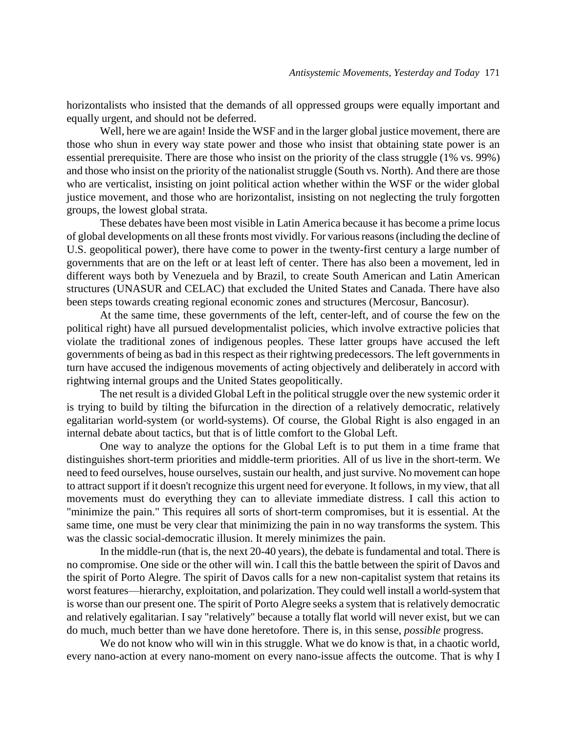horizontalists who insisted that the demands of all oppressed groups were equally important and equally urgent, and should not be deferred.

Well, here we are again! Inside the WSF and in the larger global justice movement, there are those who shun in every way state power and those who insist that obtaining state power is an essential prerequisite. There are those who insist on the priority of the class struggle (1% vs. 99%) and those who insist on the priority of the nationalist struggle (South vs. North). And there are those who are verticalist, insisting on joint political action whether within the WSF or the wider global justice movement, and those who are horizontalist, insisting on not neglecting the truly forgotten groups, the lowest global strata.

These debates have been most visible in Latin America because it has become a prime locus of global developments on all these fronts most vividly. For various reasons (including the decline of U.S. geopolitical power), there have come to power in the twenty-first century a large number of governments that are on the left or at least left of center. There has also been a movement, led in different ways both by Venezuela and by Brazil, to create South American and Latin American structures (UNASUR and CELAC) that excluded the United States and Canada. There have also been steps towards creating regional economic zones and structures (Mercosur, Bancosur).

At the same time, these governments of the left, center-left, and of course the few on the political right) have all pursued developmentalist policies, which involve extractive policies that violate the traditional zones of indigenous peoples. These latter groups have accused the left governments of being as bad in this respect as their rightwing predecessors. The left governments in turn have accused the indigenous movements of acting objectively and deliberately in accord with rightwing internal groups and the United States geopolitically.

The net result is a divided Global Left in the political struggle over the new systemic order it is trying to build by tilting the bifurcation in the direction of a relatively democratic, relatively egalitarian world-system (or world-systems). Of course, the Global Right is also engaged in an internal debate about tactics, but that is of little comfort to the Global Left.

One way to analyze the options for the Global Left is to put them in a time frame that distinguishes short-term priorities and middle-term priorities. All of us live in the short-term. We need to feed ourselves, house ourselves, sustain our health, and just survive. No movement can hope to attract support if it doesn't recognize this urgent need for everyone. It follows, in my view, that all movements must do everything they can to alleviate immediate distress. I call this action to "minimize the pain." This requires all sorts of short-term compromises, but it is essential. At the same time, one must be very clear that minimizing the pain in no way transforms the system. This was the classic social-democratic illusion. It merely minimizes the pain.

In the middle-run (that is, the next 20-40 years), the debate is fundamental and total. There is no compromise. One side or the other will win. I call this the battle between the spirit of Davos and the spirit of Porto Alegre. The spirit of Davos calls for a new non-capitalist system that retains its worst features—hierarchy, exploitation, and polarization. They could well install a world-system that is worse than our present one. The spirit of Porto Alegre seeks a system that is relatively democratic and relatively egalitarian. I say "relatively" because a totally flat world will never exist, but we can do much, much better than we have done heretofore. There is, in this sense, *possible* progress.

We do not know who will win in this struggle. What we do know is that, in a chaotic world, every nano-action at every nano-moment on every nano-issue affects the outcome. That is why I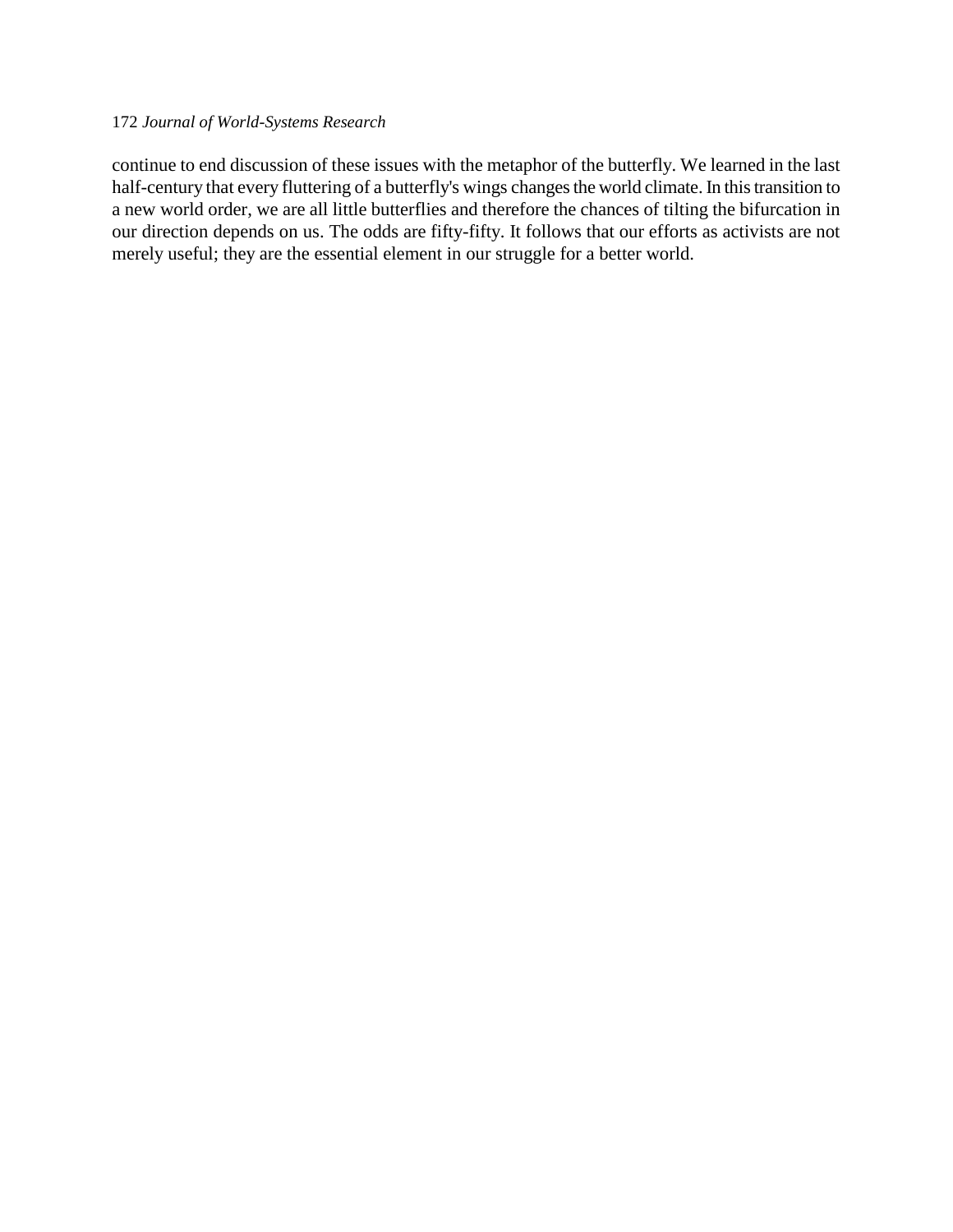continue to end discussion of these issues with the metaphor of the butterfly. We learned in the last half-century that every fluttering of a butterfly's wings changes the world climate. In this transition to a new world order, we are all little butterflies and therefore the chances of tilting the bifurcation in our direction depends on us. The odds are fifty-fifty. It follows that our efforts as activists are not merely useful; they are the essential element in our struggle for a better world.